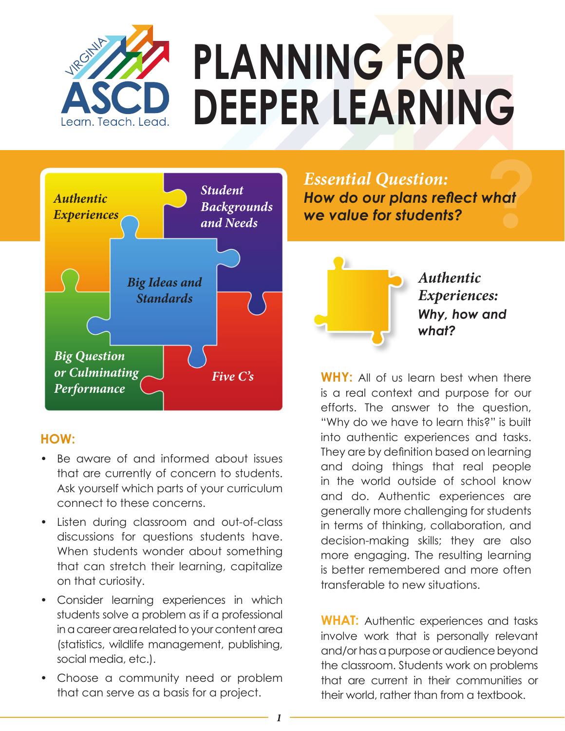# PLANNING FOR DEEPER LEARNING

Authentic Experiences

Student Backgrounds and Needs

Big Ideas and Standards

Big Question or Culminating Performance

Five C's

## *Essential Question:*

***How do our plans reflect what we value for students?***

## *Authentic Experiences:* Why, how and what?

**WHY:** All of us learn best when there is a real context and purpose for our efforts. The answer to the question, "Why do we have to learn this?" is built into authentic experiences and tasks. They are by definition based on learning and doing things that real people in the world outside of school know and do. Authentic experiences are generally more challenging for students in terms of thinking, collaboration, and decision-making skills; they are also more engaging. The resulting learning is better remembered and more often transferable to new situations.

**HOW:**

- Be aware of and informed about issues that are currently of concern to students. Ask yourself which parts of your curriculum connect to these concerns.
- Listen during classroom and out-of-class discussions for questions students have. When students wonder about something that can stretch their learning, capitalize on that curiosity.
- Consider learning experiences in which students solve a problem as if a professional in a career area related to your content area (statistics, wildlife management, publishing, social media, etc.).
- Choose a community need or problem that can serve as a basis for a project.

**WHAT:** Authentic experiences and tasks involve work that is personally relevant and/or has a purpose or audience beyond the classroom. Students work on problems that are current in their communities or their world, rather than from a textbook.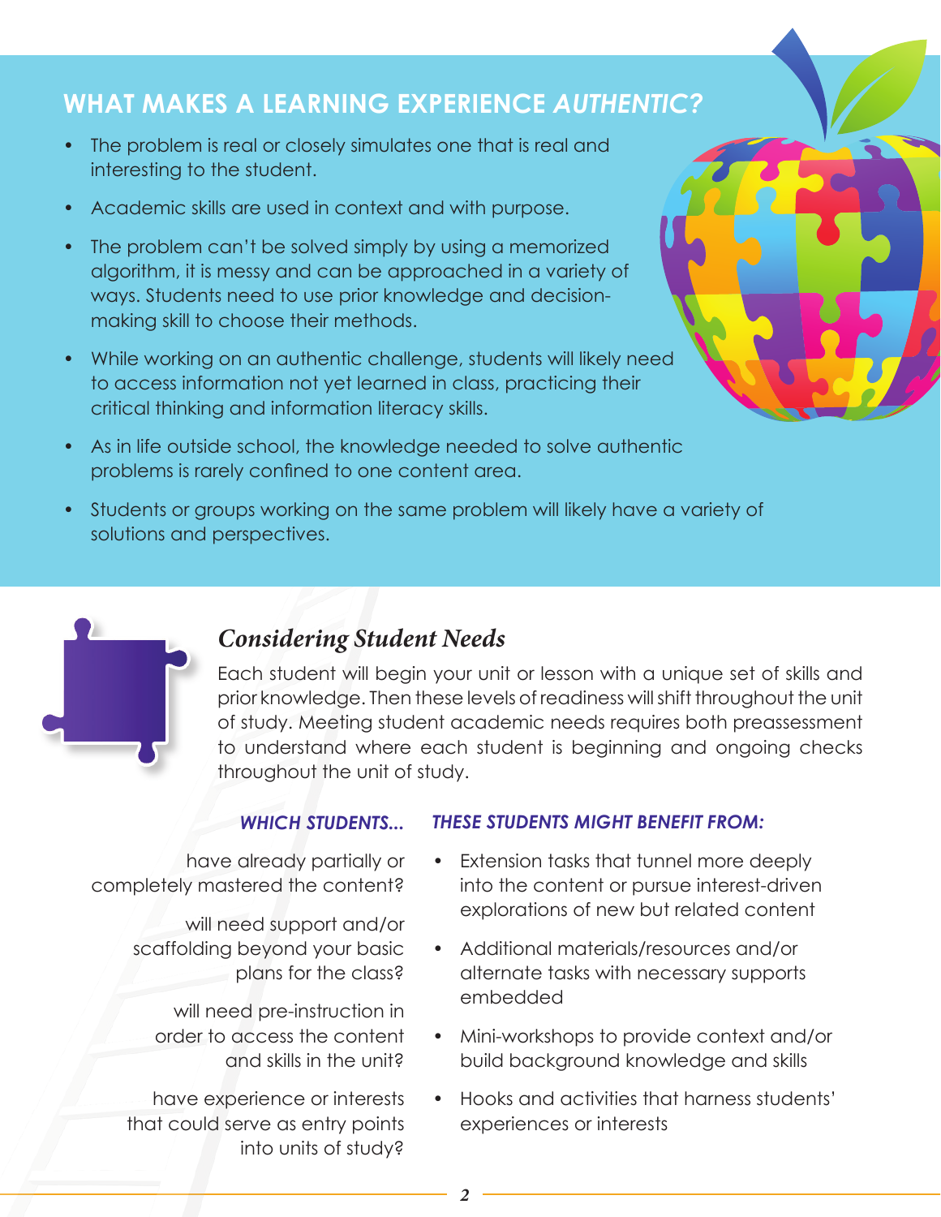## WHAT MAKES A LEARNING EXPERIENCE *AUTHENTIC?*

- The problem is real or closely simulates one that is real and interesting to the student.
- Academic skills are used in context and with purpose.
- The problem can't be solved simply by using a memorized algorithm, it is messy and can be approached in a variety of ways. Students need to use prior knowledge and decision-making skill to choose their methods.
- While working on an authentic challenge, students will likely need to access information not yet learned in class, practicing their critical thinking and information literacy skills.
- As in life outside school, the knowledge needed to solve authentic problems is rarely confined to one content area.
- Students or groups working on the same problem will likely have a variety of solutions and perspectives.

### *Considering Student Needs*

Each student will begin your unit or lesson with a unique set of skills and prior knowledge. Then these levels of readiness will shift throughout the unit of study. Meeting student academic needs requires both preassessment to understand where each student is beginning and ongoing checks throughout the unit of study.

| *WHICH STUDENTS...* | *THESE STUDENTS MIGHT BENEFIT FROM:* |
| --- | --- |
| have already partially or completely mastered the content? | Extension tasks that tunnel more deeply into the content or pursue interest-driven explorations of new but related content |
| will need support and/or scaffolding beyond your basic plans for the class? | Additional materials/resources and/or alternate tasks with necessary supports embedded |
| will need pre-instruction in order to access the content and skills in the unit? | Mini-workshops to provide context and/or build background knowledge and skills |
| have experience or interests that could serve as entry points into units of study? | Hooks and activities that harness students' experiences or interests |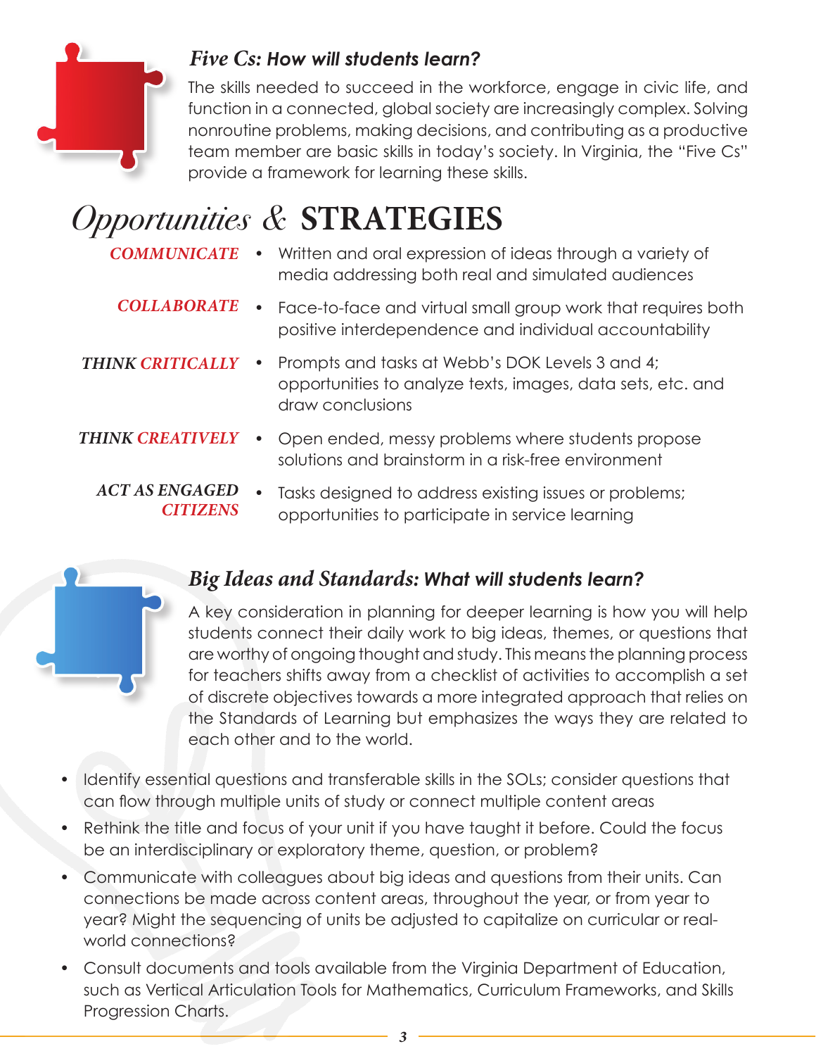## *Five Cs: How will students learn?*

The skills needed to succeed in the workforce, engage in civic life, and function in a connected, global society are increasingly complex. Solving nonroutine problems, making decisions, and contributing as a productive team member are basic skills in today's society. In Virginia, the "Five Cs" provide a framework for learning these skills.

# *Opportunities* & STRATEGIES

| | |
|---|---|
| ***COMMUNICATE*** | • Written and oral expression of ideas through a variety of media addressing both real and simulated audiences |
| ***COLLABORATE*** | • Face-to-face and virtual small group work that requires both positive interdependence and individual accountability |
| ***THINK CRITICALLY*** | • Prompts and tasks at Webb's DOK Levels 3 and 4; opportunities to analyze texts, images, data sets, etc. and draw conclusions |
| ***THINK CREATIVELY*** | • Open ended, messy problems where students propose solutions and brainstorm in a risk-free environment |
| ***ACT AS ENGAGED CITIZENS*** | • Tasks designed to address existing issues or problems; opportunities to participate in service learning |

## *Big Ideas and Standards: What will students learn?*

A key consideration in planning for deeper learning is how you will help students connect their daily work to big ideas, themes, or questions that are worthy of ongoing thought and study. This means the planning process for teachers shifts away from a checklist of activities to accomplish a set of discrete objectives towards a more integrated approach that relies on the Standards of Learning but emphasizes the ways they are related to each other and to the world.

- Identify essential questions and transferable skills in the SOLs; consider questions that can flow through multiple units of study or connect multiple content areas
- Rethink the title and focus of your unit if you have taught it before. Could the focus be an interdisciplinary or exploratory theme, question, or problem?
- Communicate with colleagues about big ideas and questions from their units. Can connections be made across content areas, throughout the year, or from year to year? Might the sequencing of units be adjusted to capitalize on curricular or real-world connections?
- Consult documents and tools available from the Virginia Department of Education, such as Vertical Articulation Tools for Mathematics, Curriculum Frameworks, and Skills Progression Charts.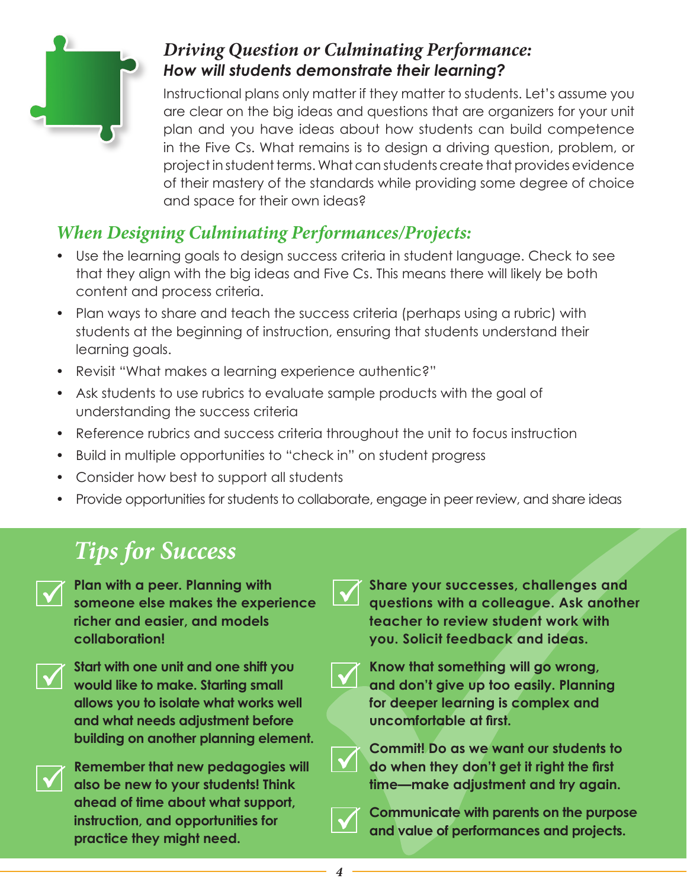## *Driving Question or Culminating Performance:*
### ***How will students demonstrate their learning?***

Instructional plans only matter if they matter to students. Let's assume you are clear on the big ideas and questions that are organizers for your unit plan and you have ideas about how students can build competence in the Five Cs. What remains is to design a driving question, problem, or project in student terms. What can students create that provides evidence of their mastery of the standards while providing some degree of choice and space for their own ideas?

## *When Designing Culminating Performances/Projects:*

- Use the learning goals to design success criteria in student language. Check to see that they align with the big ideas and Five Cs. This means there will likely be both content and process criteria.
- Plan ways to share and teach the success criteria (perhaps using a rubric) with students at the beginning of instruction, ensuring that students understand their learning goals.
- Revisit "What makes a learning experience authentic?"
- Ask students to use rubrics to evaluate sample products with the goal of understanding the success criteria
- Reference rubrics and success criteria throughout the unit to focus instruction
- Build in multiple opportunities to "check in" on student progress
- Consider how best to support all students
- Provide opportunities for students to collaborate, engage in peer review, and share ideas

## *Tips for Success*

- ☑ **Plan with a peer. Planning with someone else makes the experience richer and easier, and models collaboration!**
- ☑ **Start with one unit and one shift you would like to make. Starting small allows you to isolate what works well and what needs adjustment before building on another planning element.**
- ☑ **Remember that new pedagogies will also be new to your students! Think ahead of time about what support, instruction, and opportunities for practice they might need.**
- ☑ **Share your successes, challenges and questions with a colleague. Ask another teacher to review student work with you. Solicit feedback and ideas.**
- ☑ **Know that something will go wrong, and don't give up too easily. Planning for deeper learning is complex and uncomfortable at first.**
- ☑ **Commit! Do as we want our students to do when they don't get it right the first time—make adjustment and try again.**
- ☑ **Communicate with parents on the purpose and value of performances and projects.**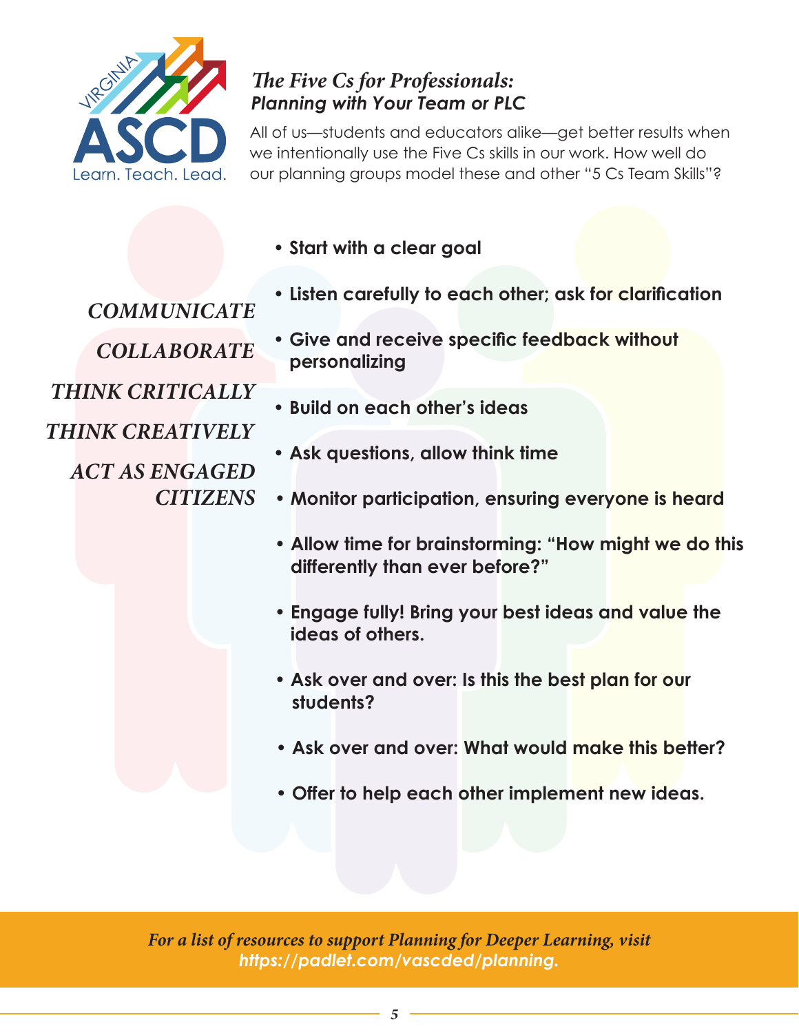VIRGINIA ASCD
Learn. Teach. Lead.

## *The Five Cs for Professionals: Planning with Your Team or PLC*

All of us—students and educators alike—get better results when we intentionally use the Five Cs skills in our work. How well do our planning groups model these and other "5 Cs Team Skills"?

*COMMUNICATE*

*COLLABORATE*

*THINK CRITICALLY*

*THINK CREATIVELY*

*ACT AS ENGAGED CITIZENS*

- **Start with a clear goal**
- **Listen carefully to each other; ask for clarification**
- **Give and receive specific feedback without personalizing**
- **Build on each other's ideas**
- **Ask questions, allow think time**
- **Monitor participation, ensuring everyone is heard**
- **Allow time for brainstorming: "How might we do this differently than ever before?"**
- **Engage fully! Bring your best ideas and value the ideas of others.**
- **Ask over and over: Is this the best plan for our students?**
- **Ask over and over: What would make this better?**
- **Offer to help each other implement new ideas.**

*For a list of resources to support Planning for Deeper Learning, visit* ***https://padlet.com/vascded/planning.***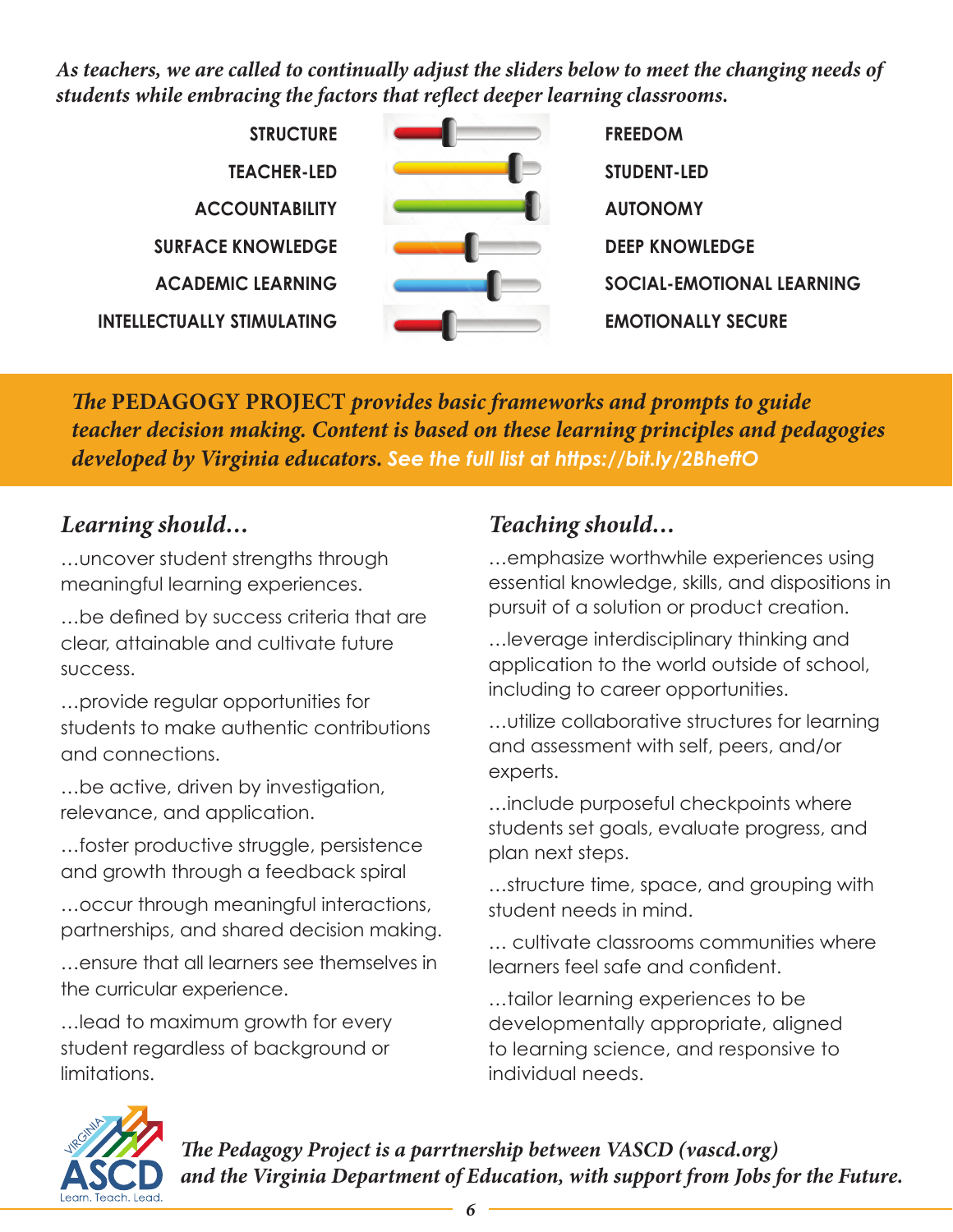*As teachers, we are called to continually adjust the sliders below to meet the changing needs of students while embracing the factors that reflect deeper learning classrooms.*

STRUCTURE — FREEDOM

TEACHER-LED — STUDENT-LED

ACCOUNTABILITY — AUTONOMY

SURFACE KNOWLEDGE — DEEP KNOWLEDGE

ACADEMIC LEARNING — SOCIAL-EMOTIONAL LEARNING

INTELLECTUALLY STIMULATING — EMOTIONALLY SECURE

***The* PEDAGOGY PROJECT *provides basic frameworks and prompts to guide teacher decision making. Content is based on these learning principles and pedagogies developed by Virginia educators.* See the full list at https://bit.ly/2BheftO**

## *Learning should...*

...uncover student strengths through meaningful learning experiences.

...be defined by success criteria that are clear, attainable and cultivate future success.

...provide regular opportunities for students to make authentic contributions and connections.

...be active, driven by investigation, relevance, and application.

...foster productive struggle, persistence and growth through a feedback spiral

...occur through meaningful interactions, partnerships, and shared decision making.

...ensure that all learners see themselves in the curricular experience.

...lead to maximum growth for every student regardless of background or limitations.

## *Teaching should...*

...emphasize worthwhile experiences using essential knowledge, skills, and dispositions in pursuit of a solution or product creation.

...leverage interdisciplinary thinking and application to the world outside of school, including to career opportunities.

...utilize collaborative structures for learning and assessment with self, peers, and/or experts.

...include purposeful checkpoints where students set goals, evaluate progress, and plan next steps.

...structure time, space, and grouping with student needs in mind.

... cultivate classrooms communities where learners feel safe and confident.

...tailor learning experiences to be developmentally appropriate, aligned to learning science, and responsive to individual needs.

VIRGINIA ASCD Learn. Teach. Lead.

*The Pedagogy Project is a parrtnership between VASCD (vascd.org) and the Virginia Department of Education, with support from Jobs for the Future.*